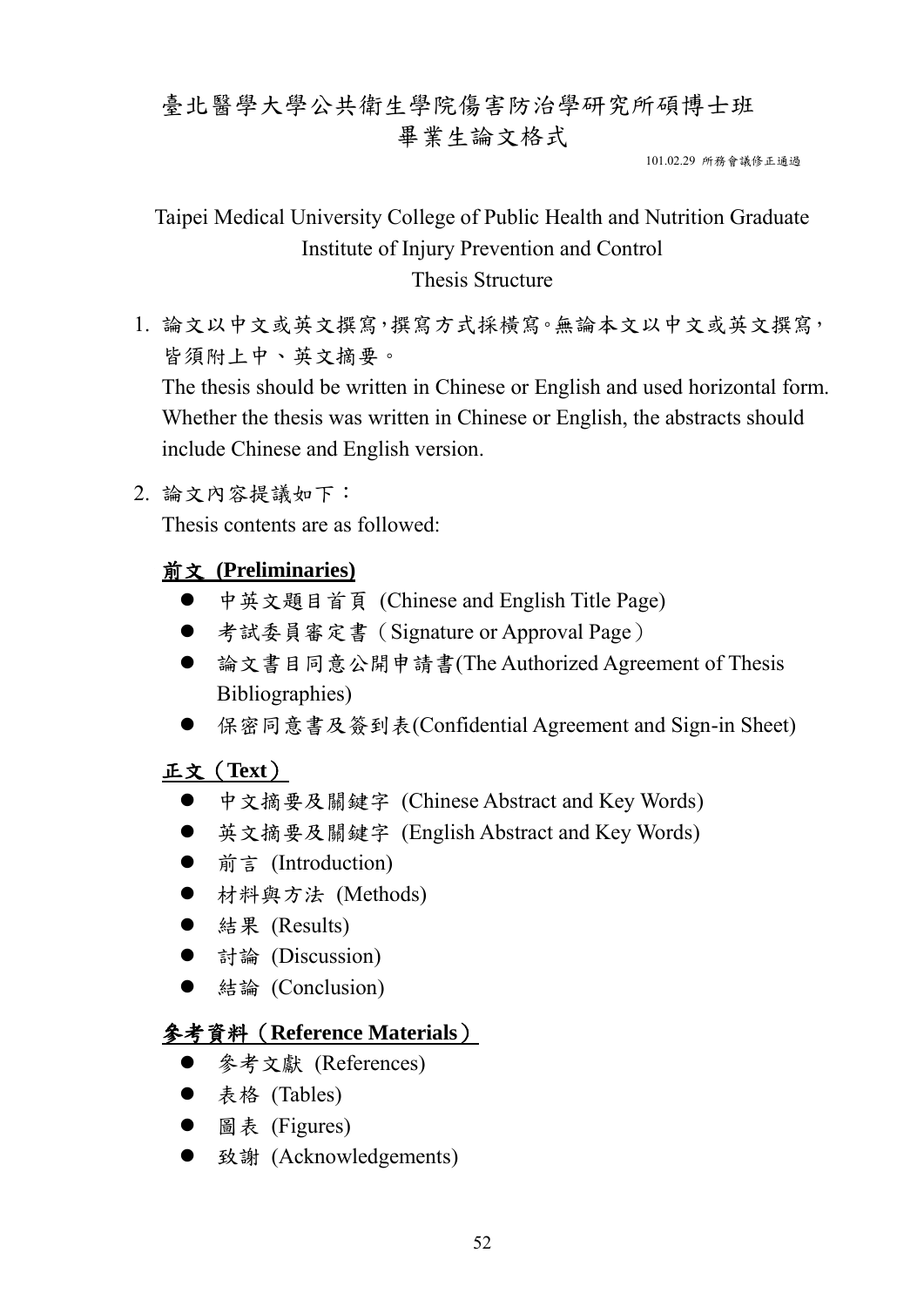# 臺北醫學大學公共衛生學院傷害防治學研究所碩博士班
# 畢業生論文格式

101.02.29 所務會議修正通過

## Taipei Medical University College of Public Health and Nutrition Graduate Institute of Injury Prevention and Control
## Thesis Structure

1. 論文以中文或英文撰寫,撰寫方式採橫寫。無論本文以中文或英文撰寫,皆須附上中、英文摘要。

   The thesis should be written in Chinese or English and used horizontal form. Whether the thesis was written in Chinese or English, the abstracts should include Chinese and English version.

2. 論文內容提議如下:

   Thesis contents are as followed:

   **前文 (Preliminaries)**

   - 中英文題目首頁 (Chinese and English Title Page)
   - 考試委員審定書(Signature or Approval Page)
   - 論文書目同意公開申請書(The Authorized Agreement of Thesis Bibliographies)
   - 保密同意書及簽到表(Confidential Agreement and Sign-in Sheet)

   **正文(Text)**

   - 中文摘要及關鍵字 (Chinese Abstract and Key Words)
   - 英文摘要及關鍵字 (English Abstract and Key Words)
   - 前言 (Introduction)
   - 材料與方法 (Methods)
   - 結果 (Results)
   - 討論 (Discussion)
   - 結論 (Conclusion)

   **參考資料(Reference Materials)**

   - 參考文獻 (References)
   - 表格 (Tables)
   - 圖表 (Figures)
   - 致謝 (Acknowledgements)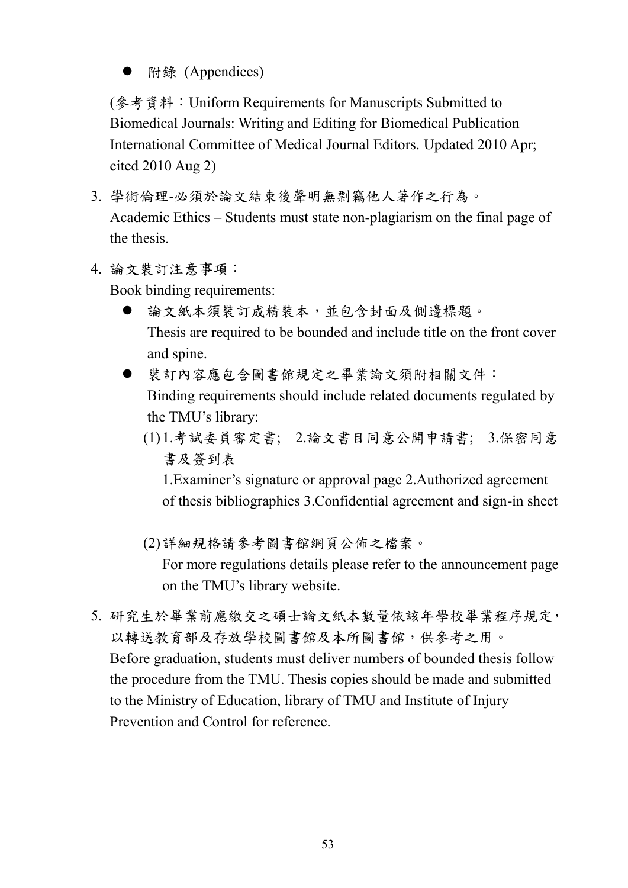- 附錄 (Appendices)

(參考資料：Uniform Requirements for Manuscripts Submitted to Biomedical Journals: Writing and Editing for Biomedical Publication International Committee of Medical Journal Editors. Updated 2010 Apr; cited 2010 Aug 2)

3. 學術倫理-必須於論文結束後聲明無剽竊他人著作之行為。
   Academic Ethics – Students must state non-plagiarism on the final page of the thesis.

4. 論文裝訂注意事項：
   Book binding requirements:
   - 論文紙本須裝訂成精裝本，並包含封面及側邊標題。
     Thesis are required to be bounded and include title on the front cover and spine.
   - 裝訂內容應包含圖書館規定之畢業論文須附相關文件：
     Binding requirements should include related documents regulated by the TMU's library:
     (1) 1.考試委員審定書; 2.論文書目同意公開申請書; 3.保密同意書及簽到表
         1.Examiner's signature or approval page 2.Authorized agreement of thesis bibliographies 3.Confidential agreement and sign-in sheet

     (2) 詳細規格請參考圖書館網頁公佈之檔案。
         For more regulations details please refer to the announcement page on the TMU's library website.

5. 研究生於畢業前應繳交之碩士論文紙本數量依該年學校畢業程序規定，以轉送教育部及存放學校圖書館及本所圖書館，供參考之用。
   Before graduation, students must deliver numbers of bounded thesis follow the procedure from the TMU. Thesis copies should be made and submitted to the Ministry of Education, library of TMU and Institute of Injury Prevention and Control for reference.